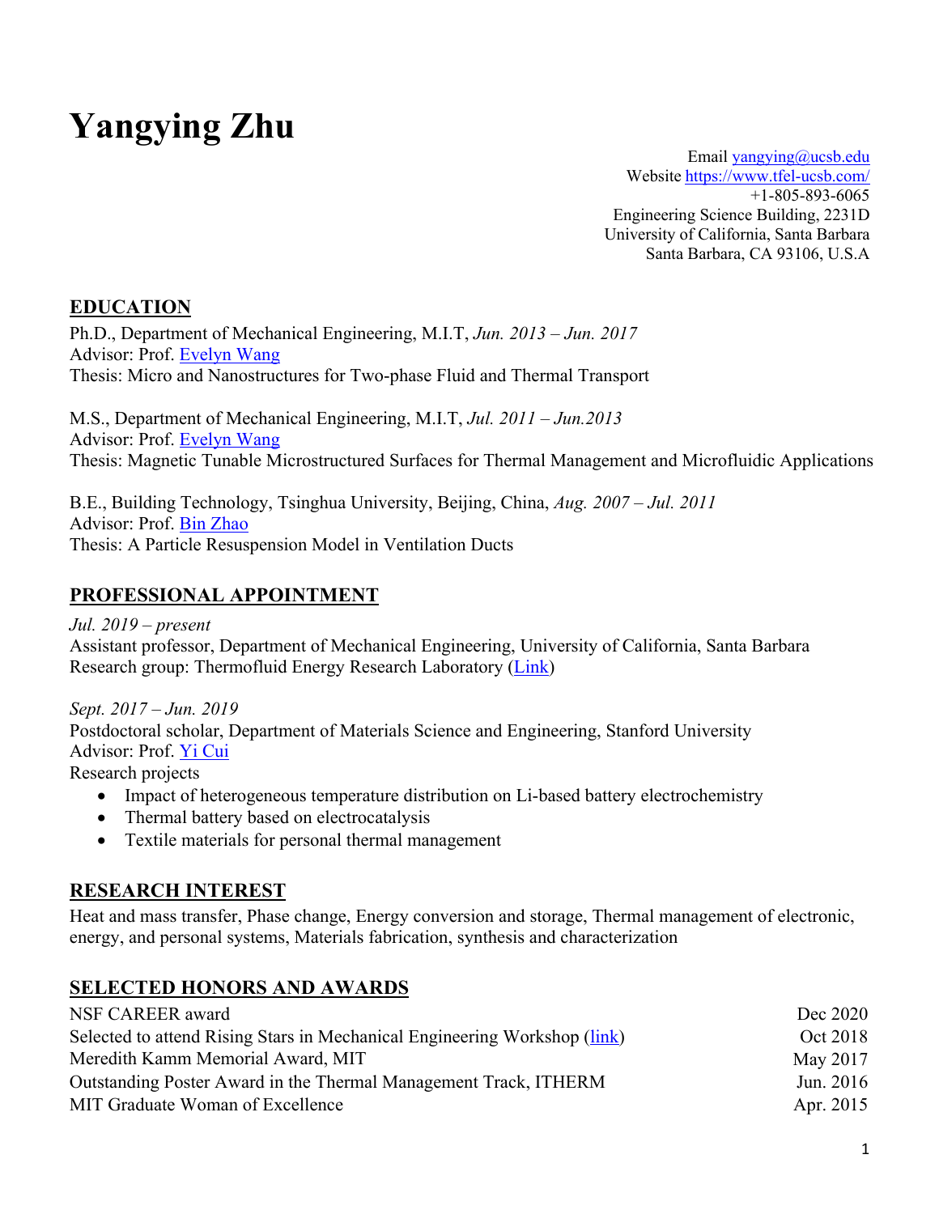# Yangying Zhu

Email [yangying@ucsb.edu](mailto:yangying@ucsb.edu)
Website [https://www.tfel-ucsb.com/](https://www.tfel-ucsb.com/)
+1-805-893-6065
Engineering Science Building, 2231D
University of California, Santa Barbara
Santa Barbara, CA 93106, U.S.A

## EDUCATION

Ph.D., Department of Mechanical Engineering, M.I.T, *Jun. 2013 – Jun. 2017*
Advisor: Prof. [Evelyn Wang]()
Thesis: Micro and Nanostructures for Two-phase Fluid and Thermal Transport

M.S., Department of Mechanical Engineering, M.I.T, *Jul. 2011 – Jun.2013*
Advisor: Prof. [Evelyn Wang]()
Thesis: Magnetic Tunable Microstructured Surfaces for Thermal Management and Microfluidic Applications

B.E., Building Technology, Tsinghua University, Beijing, China, *Aug. 2007 – Jul. 2011*
Advisor: Prof. [Bin Zhao]()
Thesis: A Particle Resuspension Model in Ventilation Ducts

## PROFESSIONAL APPOINTMENT

*Jul. 2019 – present*
Assistant professor, Department of Mechanical Engineering, University of California, Santa Barbara
Research group: Thermofluid Energy Research Laboratory ([Link]())

*Sept. 2017 – Jun. 2019*
Postdoctoral scholar, Department of Materials Science and Engineering, Stanford University
Advisor: Prof. [Yi Cui]()
Research projects

- Impact of heterogeneous temperature distribution on Li-based battery electrochemistry
- Thermal battery based on electrocatalysis
- Textile materials for personal thermal management

## RESEARCH INTEREST

Heat and mass transfer, Phase change, Energy conversion and storage, Thermal management of electronic, energy, and personal systems, Materials fabrication, synthesis and characterization

## SELECTED HONORS AND AWARDS

| | |
|---|---|
| NSF CAREER award | Dec 2020 |
| Selected to attend Rising Stars in Mechanical Engineering Workshop ([link]()) | Oct 2018 |
| Meredith Kamm Memorial Award, MIT | May 2017 |
| Outstanding Poster Award in the Thermal Management Track, ITHERM | Jun. 2016 |
| MIT Graduate Woman of Excellence | Apr. 2015 |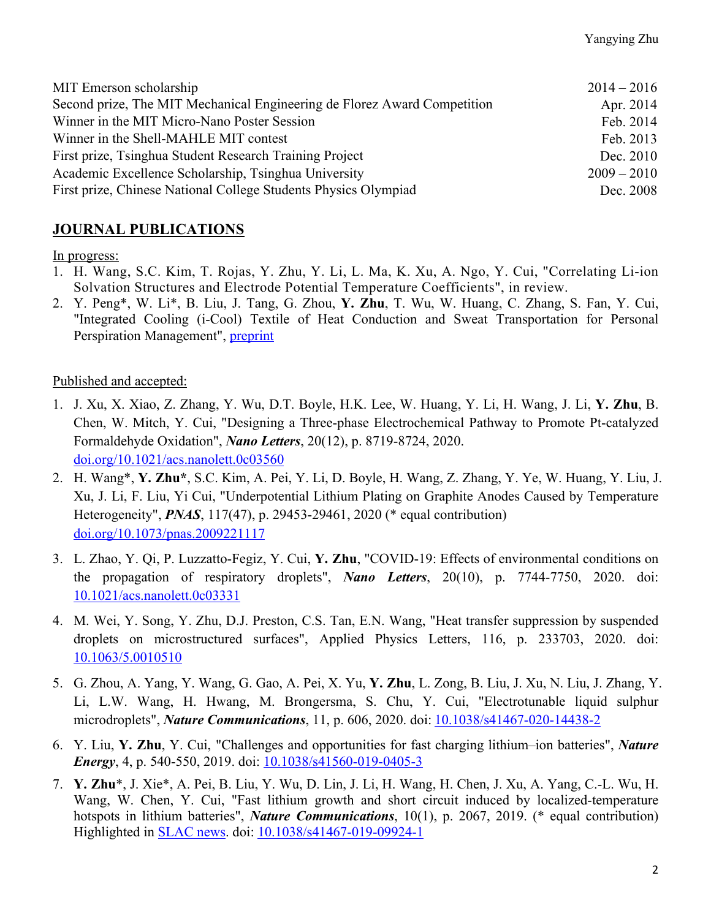| | |
|---|---|
| MIT Emerson scholarship | 2014 – 2016 |
| Second prize, The MIT Mechanical Engineering de Florez Award Competition | Apr. 2014 |
| Winner in the MIT Micro-Nano Poster Session | Feb. 2014 |
| Winner in the Shell-MAHLE MIT contest | Feb. 2013 |
| First prize, Tsinghua Student Research Training Project | Dec. 2010 |
| Academic Excellence Scholarship, Tsinghua University | 2009 – 2010 |
| First prize, Chinese National College Students Physics Olympiad | Dec. 2008 |

## JOURNAL PUBLICATIONS

In progress:

1. H. Wang, S.C. Kim, T. Rojas, Y. Zhu, Y. Li, L. Ma, K. Xu, A. Ngo, Y. Cui, "Correlating Li-ion Solvation Structures and Electrode Potential Temperature Coefficients", in review.
2. Y. Peng*, W. Li*, B. Liu, J. Tang, G. Zhou, **Y. Zhu**, T. Wu, W. Huang, C. Zhang, S. Fan, Y. Cui, "Integrated Cooling (i-Cool) Textile of Heat Conduction and Sweat Transportation for Personal Perspiration Management", preprint

Published and accepted:

1. J. Xu, X. Xiao, Z. Zhang, Y. Wu, D.T. Boyle, H.K. Lee, W. Huang, Y. Li, H. Wang, J. Li, **Y. Zhu**, B. Chen, W. Mitch, Y. Cui, "Designing a Three-phase Electrochemical Pathway to Promote Pt-catalyzed Formaldehyde Oxidation", ***Nano Letters***, 20(12), p. 8719-8724, 2020. doi.org/10.1021/acs.nanolett.0c03560
2. H. Wang*, **Y. Zhu***, S.C. Kim, A. Pei, Y. Li, D. Boyle, H. Wang, Z. Zhang, Y. Ye, W. Huang, Y. Liu, J. Xu, J. Li, F. Liu, Yi Cui, "Underpotential Lithium Plating on Graphite Anodes Caused by Temperature Heterogeneity", ***PNAS***, 117(47), p. 29453-29461, 2020 (* equal contribution) doi.org/10.1073/pnas.2009221117
3. L. Zhao, Y. Qi, P. Luzzatto-Fegiz, Y. Cui, **Y. Zhu**, "COVID-19: Effects of environmental conditions on the propagation of respiratory droplets", ***Nano Letters***, 20(10), p. 7744-7750, 2020. doi: 10.1021/acs.nanolett.0c03331
4. M. Wei, Y. Song, Y. Zhu, D.J. Preston, C.S. Tan, E.N. Wang, "Heat transfer suppression by suspended droplets on microstructured surfaces", Applied Physics Letters, 116, p. 233703, 2020. doi: 10.1063/5.0010510
5. G. Zhou, A. Yang, Y. Wang, G. Gao, A. Pei, X. Yu, **Y. Zhu**, L. Zong, B. Liu, J. Xu, N. Liu, J. Zhang, Y. Li, L.W. Wang, H. Hwang, M. Brongersma, S. Chu, Y. Cui, "Electrotunable liquid sulphur microdroplets", ***Nature Communications***, 11, p. 606, 2020. doi: 10.1038/s41467-020-14438-2
6. Y. Liu, **Y. Zhu**, Y. Cui, "Challenges and opportunities for fast charging lithium–ion batteries", ***Nature Energy***, 4, p. 540-550, 2019. doi: 10.1038/s41560-019-0405-3
7. **Y. Zhu***, J. Xie*, A. Pei, B. Liu, Y. Wu, D. Lin, J. Li, H. Wang, H. Chen, J. Xu, A. Yang, C.-L. Wu, H. Wang, W. Chen, Y. Cui, "Fast lithium growth and short circuit induced by localized-temperature hotspots in lithium batteries", ***Nature Communications***, 10(1), p. 2067, 2019. (* equal contribution) Highlighted in SLAC news. doi: 10.1038/s41467-019-09924-1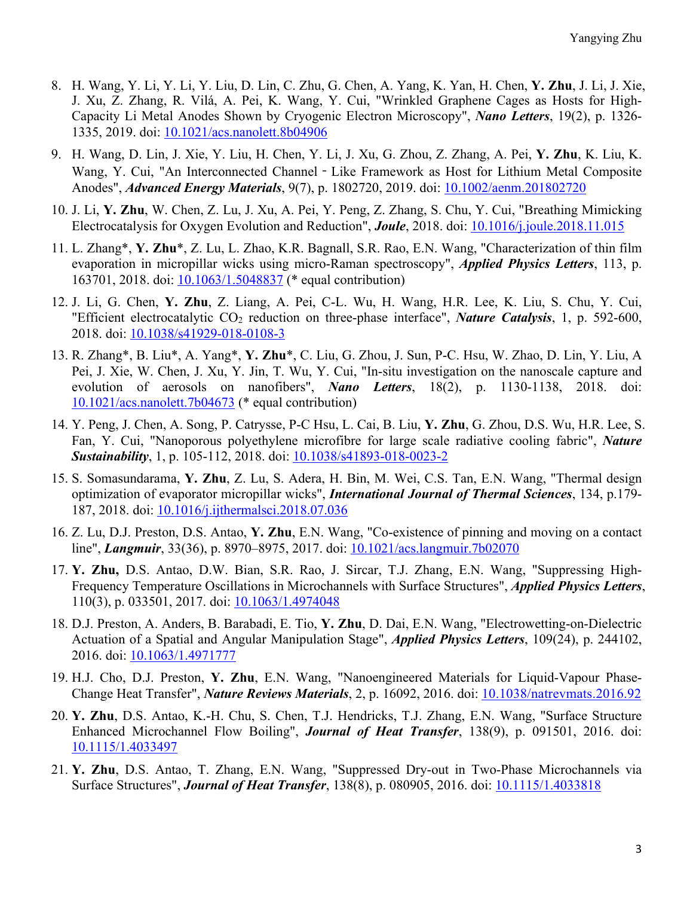8. H. Wang, Y. Li, Y. Li, Y. Liu, D. Lin, C. Zhu, G. Chen, A. Yang, K. Yan, H. Chen, **Y. Zhu**, J. Li, J. Xie, J. Xu, Z. Zhang, R. Vilá, A. Pei, K. Wang, Y. Cui, "Wrinkled Graphene Cages as Hosts for High-Capacity Li Metal Anodes Shown by Cryogenic Electron Microscopy", ***Nano Letters***, 19(2), p. 1326-1335, 2019. doi: 10.1021/acs.nanolett.8b04906

9. H. Wang, D. Lin, J. Xie, Y. Liu, H. Chen, Y. Li, J. Xu, G. Zhou, Z. Zhang, A. Pei, **Y. Zhu**, K. Liu, K. Wang, Y. Cui, "An Interconnected Channel‐Like Framework as Host for Lithium Metal Composite Anodes", ***Advanced Energy Materials***, 9(7), p. 1802720, 2019. doi: 10.1002/aenm.201802720

10. J. Li, **Y. Zhu**, W. Chen, Z. Lu, J. Xu, A. Pei, Y. Peng, Z. Zhang, S. Chu, Y. Cui, "Breathing Mimicking Electrocatalysis for Oxygen Evolution and Reduction", ***Joule***, 2018. doi: 10.1016/j.joule.2018.11.015

11. L. Zhang*, **Y. Zhu***, Z. Lu, L. Zhao, K.R. Bagnall, S.R. Rao, E.N. Wang, "Characterization of thin film evaporation in micropillar wicks using micro-Raman spectroscopy", ***Applied Physics Letters***, 113, p. 163701, 2018. doi: 10.1063/1.5048837 (* equal contribution)

12. J. Li, G. Chen, **Y. Zhu**, Z. Liang, A. Pei, C-L. Wu, H. Wang, H.R. Lee, K. Liu, S. Chu, Y. Cui, "Efficient electrocatalytic $CO_2$ reduction on three-phase interface", ***Nature Catalysis***, 1, p. 592-600, 2018. doi: 10.1038/s41929-018-0108-3

13. R. Zhang*, B. Liu*, A. Yang*, **Y. Zhu***, C. Liu, G. Zhou, J. Sun, P-C. Hsu, W. Zhao, D. Lin, Y. Liu, A Pei, J. Xie, W. Chen, J. Xu, Y. Jin, T. Wu, Y. Cui, "In-situ investigation on the nanoscale capture and evolution of aerosols on nanofibers", ***Nano Letters***, 18(2), p. 1130-1138, 2018. doi: 10.1021/acs.nanolett.7b04673 (* equal contribution)

14. Y. Peng, J. Chen, A. Song, P. Catrysse, P-C Hsu, L. Cai, B. Liu, **Y. Zhu**, G. Zhou, D.S. Wu, H.R. Lee, S. Fan, Y. Cui, "Nanoporous polyethylene microfibre for large scale radiative cooling fabric", ***Nature Sustainability***, 1, p. 105-112, 2018. doi: 10.1038/s41893-018-0023-2

15. S. Somasundarama, **Y. Zhu**, Z. Lu, S. Adera, H. Bin, M. Wei, C.S. Tan, E.N. Wang, "Thermal design optimization of evaporator micropillar wicks", ***International Journal of Thermal Sciences***, 134, p.179-187, 2018. doi: 10.1016/j.ijthermalsci.2018.07.036

16. Z. Lu, D.J. Preston, D.S. Antao, **Y. Zhu**, E.N. Wang, "Co-existence of pinning and moving on a contact line", ***Langmuir***, 33(36), p. 8970–8975, 2017. doi: 10.1021/acs.langmuir.7b02070

17. **Y. Zhu,** D.S. Antao, D.W. Bian, S.R. Rao, J. Sircar, T.J. Zhang, E.N. Wang, "Suppressing High-Frequency Temperature Oscillations in Microchannels with Surface Structures", ***Applied Physics Letters***, 110(3), p. 033501, 2017. doi: 10.1063/1.4974048

18. D.J. Preston, A. Anders, B. Barabadi, E. Tio, **Y. Zhu**, D. Dai, E.N. Wang, "Electrowetting-on-Dielectric Actuation of a Spatial and Angular Manipulation Stage", ***Applied Physics Letters***, 109(24), p. 244102, 2016. doi: 10.1063/1.4971777

19. H.J. Cho, D.J. Preston, **Y. Zhu**, E.N. Wang, "Nanoengineered Materials for Liquid-Vapour Phase-Change Heat Transfer", ***Nature Reviews Materials***, 2, p. 16092, 2016. doi: 10.1038/natrevmats.2016.92

20. **Y. Zhu**, D.S. Antao, K.-H. Chu, S. Chen, T.J. Hendricks, T.J. Zhang, E.N. Wang, "Surface Structure Enhanced Microchannel Flow Boiling", ***Journal of Heat Transfer***, 138(9), p. 091501, 2016. doi: 10.1115/1.4033497

21. **Y. Zhu**, D.S. Antao, T. Zhang, E.N. Wang, "Suppressed Dry-out in Two-Phase Microchannels via Surface Structures", ***Journal of Heat Transfer***, 138(8), p. 080905, 2016. doi: 10.1115/1.4033818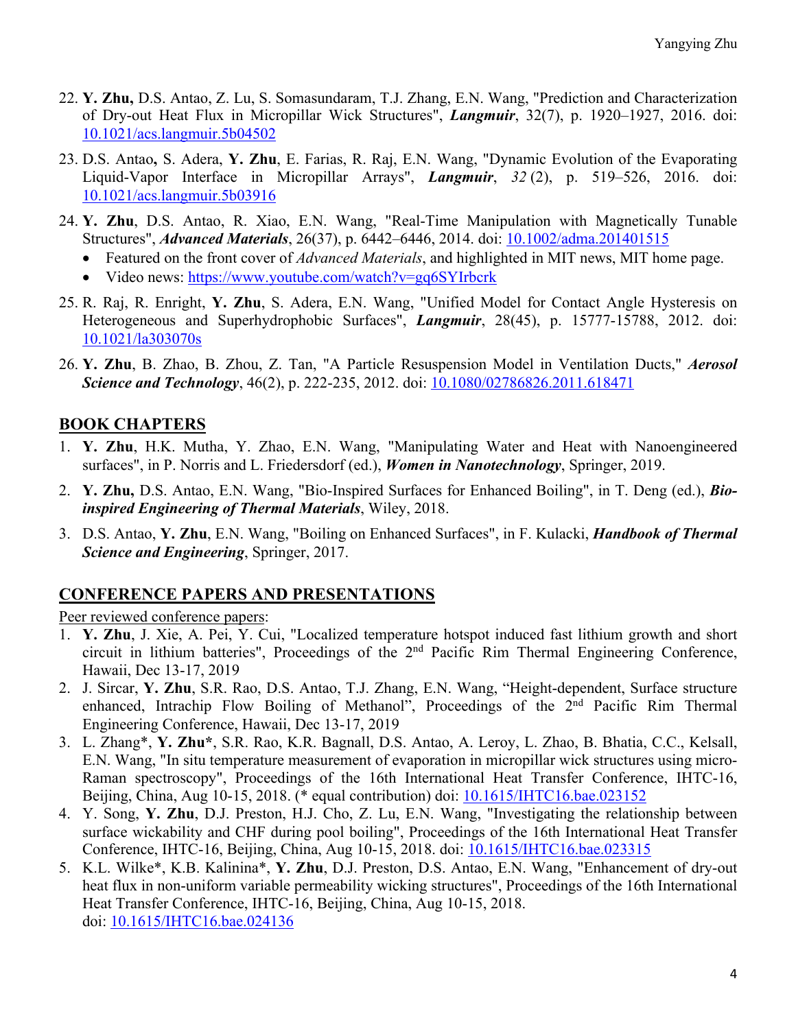22. **Y. Zhu,** D.S. Antao, Z. Lu, S. Somasundaram, T.J. Zhang, E.N. Wang, "Prediction and Characterization of Dry-out Heat Flux in Micropillar Wick Structures", ***Langmuir***, 32(7), p. 1920–1927, 2016. doi: 10.1021/acs.langmuir.5b04502

23. D.S. Antao**,** S. Adera, **Y. Zhu**, E. Farias, R. Raj, E.N. Wang, "Dynamic Evolution of the Evaporating Liquid-Vapor Interface in Micropillar Arrays", ***Langmuir***, *32* (2), p. 519–526, 2016. doi: 10.1021/acs.langmuir.5b03916

24. **Y. Zhu**, D.S. Antao, R. Xiao, E.N. Wang, "Real-Time Manipulation with Magnetically Tunable Structures", ***Advanced Materials***, 26(37), p. 6442–6446, 2014. doi: 10.1002/adma.201401515
    - Featured on the front cover of *Advanced Materials*, and highlighted in MIT news, MIT home page.
    - Video news: https://www.youtube.com/watch?v=gq6SYIrbcrk

25. R. Raj, R. Enright, **Y. Zhu**, S. Adera, E.N. Wang, "Unified Model for Contact Angle Hysteresis on Heterogeneous and Superhydrophobic Surfaces", ***Langmuir***, 28(45), p. 15777-15788, 2012. doi: 10.1021/la303070s

26. **Y. Zhu**, B. Zhao, B. Zhou, Z. Tan, "A Particle Resuspension Model in Ventilation Ducts," ***Aerosol Science and Technology***, 46(2), p. 222-235, 2012. doi: 10.1080/02786826.2011.618471

## BOOK CHAPTERS

1. **Y. Zhu**, H.K. Mutha, Y. Zhao, E.N. Wang, "Manipulating Water and Heat with Nanoengineered surfaces", in P. Norris and L. Friedersdorf (ed.), ***Women in Nanotechnology***, Springer, 2019.

2. **Y. Zhu,** D.S. Antao, E.N. Wang, "Bio-Inspired Surfaces for Enhanced Boiling", in T. Deng (ed.), ***Bio-inspired Engineering of Thermal Materials***, Wiley, 2018.

3. D.S. Antao, **Y. Zhu**, E.N. Wang, "Boiling on Enhanced Surfaces", in F. Kulacki, ***Handbook of Thermal Science and Engineering***, Springer, 2017.

## CONFERENCE PAPERS AND PRESENTATIONS

Peer reviewed conference papers:

1. **Y. Zhu**, J. Xie, A. Pei, Y. Cui, "Localized temperature hotspot induced fast lithium growth and short circuit in lithium batteries", Proceedings of the 2nd Pacific Rim Thermal Engineering Conference, Hawaii, Dec 13-17, 2019
2. J. Sircar, **Y. Zhu**, S.R. Rao, D.S. Antao, T.J. Zhang, E.N. Wang, "Height-dependent, Surface structure enhanced, Intrachip Flow Boiling of Methanol", Proceedings of the 2nd Pacific Rim Thermal Engineering Conference, Hawaii, Dec 13-17, 2019
3. L. Zhang*, **Y. Zhu***, S.R. Rao, K.R. Bagnall, D.S. Antao, A. Leroy, L. Zhao, B. Bhatia, C.C., Kelsall, E.N. Wang, "In situ temperature measurement of evaporation in micropillar wick structures using micro-Raman spectroscopy", Proceedings of the 16th International Heat Transfer Conference, IHTC-16, Beijing, China, Aug 10-15, 2018. (* equal contribution) doi: 10.1615/IHTC16.bae.023152
4. Y. Song, **Y. Zhu**, D.J. Preston, H.J. Cho, Z. Lu, E.N. Wang, "Investigating the relationship between surface wickability and CHF during pool boiling", Proceedings of the 16th International Heat Transfer Conference, IHTC-16, Beijing, China, Aug 10-15, 2018. doi: 10.1615/IHTC16.bae.023315
5. K.L. Wilke*, K.B. Kalinina*, **Y. Zhu**, D.J. Preston, D.S. Antao, E.N. Wang, "Enhancement of dry-out heat flux in non-uniform variable permeability wicking structures", Proceedings of the 16th International Heat Transfer Conference, IHTC-16, Beijing, China, Aug 10-15, 2018. doi: 10.1615/IHTC16.bae.024136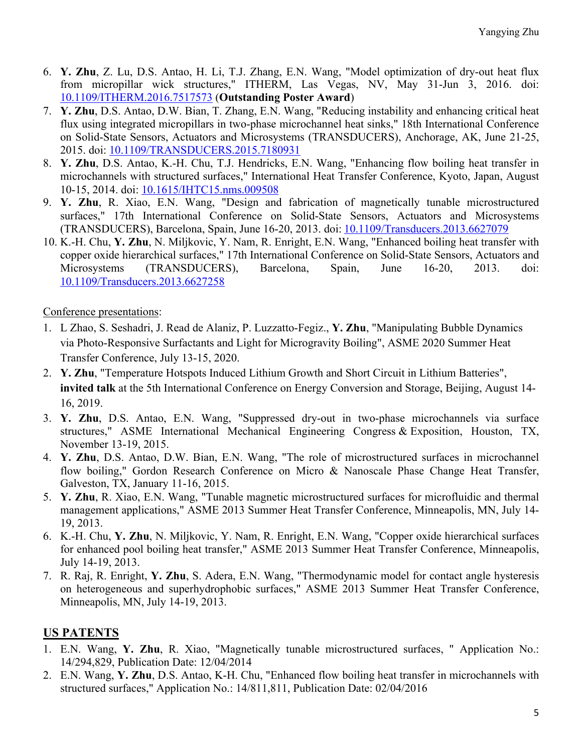6. **Y. Zhu**, Z. Lu, D.S. Antao, H. Li, T.J. Zhang, E.N. Wang, "Model optimization of dry-out heat flux from micropillar wick structures," ITHERM, Las Vegas, NV, May 31-Jun 3, 2016. doi: 10.1109/ITHERM.2016.7517573 (**Outstanding Poster Award**)
7. **Y. Zhu**, D.S. Antao, D.W. Bian, T. Zhang, E.N. Wang, "Reducing instability and enhancing critical heat flux using integrated micropillars in two-phase microchannel heat sinks," 18th International Conference on Solid-State Sensors, Actuators and Microsystems (TRANSDUCERS), Anchorage, AK, June 21-25, 2015. doi: 10.1109/TRANSDUCERS.2015.7180931
8. **Y. Zhu**, D.S. Antao, K.-H. Chu, T.J. Hendricks, E.N. Wang, "Enhancing flow boiling heat transfer in microchannels with structured surfaces," International Heat Transfer Conference, Kyoto, Japan, August 10-15, 2014. doi: 10.1615/IHTC15.nms.009508
9. **Y. Zhu**, R. Xiao, E.N. Wang, "Design and fabrication of magnetically tunable microstructured surfaces," 17th International Conference on Solid-State Sensors, Actuators and Microsystems (TRANSDUCERS), Barcelona, Spain, June 16-20, 2013. doi: 10.1109/Transducers.2013.6627079
10. K.-H. Chu, **Y. Zhu**, N. Miljkovic, Y. Nam, R. Enright, E.N. Wang, "Enhanced boiling heat transfer with copper oxide hierarchical surfaces," 17th International Conference on Solid-State Sensors, Actuators and Microsystems (TRANSDUCERS), Barcelona, Spain, June 16-20, 2013. doi: 10.1109/Transducers.2013.6627258

Conference presentations:

1. L Zhao, S. Seshadri, J. Read de Alaniz, P. Luzzatto-Fegiz., **Y. Zhu**, "Manipulating Bubble Dynamics via Photo-Responsive Surfactants and Light for Microgravity Boiling", ASME 2020 Summer Heat Transfer Conference, July 13-15, 2020.
2. **Y. Zhu**, "Temperature Hotspots Induced Lithium Growth and Short Circuit in Lithium Batteries", **invited talk** at the 5th International Conference on Energy Conversion and Storage, Beijing, August 14-16, 2019.
3. **Y. Zhu**, D.S. Antao, E.N. Wang, "Suppressed dry-out in two-phase microchannels via surface structures," ASME International Mechanical Engineering Congress & Exposition, Houston, TX, November 13-19, 2015.
4. **Y. Zhu**, D.S. Antao, D.W. Bian, E.N. Wang, "The role of microstructured surfaces in microchannel flow boiling," Gordon Research Conference on Micro & Nanoscale Phase Change Heat Transfer, Galveston, TX, January 11-16, 2015.
5. **Y. Zhu**, R. Xiao, E.N. Wang, "Tunable magnetic microstructured surfaces for microfluidic and thermal management applications," ASME 2013 Summer Heat Transfer Conference, Minneapolis, MN, July 14-19, 2013.
6. K.-H. Chu, **Y. Zhu**, N. Miljkovic, Y. Nam, R. Enright, E.N. Wang, "Copper oxide hierarchical surfaces for enhanced pool boiling heat transfer," ASME 2013 Summer Heat Transfer Conference, Minneapolis, July 14-19, 2013.
7. R. Raj, R. Enright, **Y. Zhu**, S. Adera, E.N. Wang, "Thermodynamic model for contact angle hysteresis on heterogeneous and superhydrophobic surfaces," ASME 2013 Summer Heat Transfer Conference, Minneapolis, MN, July 14-19, 2013.

## US PATENTS

1. E.N. Wang, **Y. Zhu**, R. Xiao, "Magnetically tunable microstructured surfaces, " Application No.: 14/294,829, Publication Date: 12/04/2014
2. E.N. Wang, **Y. Zhu**, D.S. Antao, K-H. Chu, "Enhanced flow boiling heat transfer in microchannels with structured surfaces," Application No.: 14/811,811, Publication Date: 02/04/2016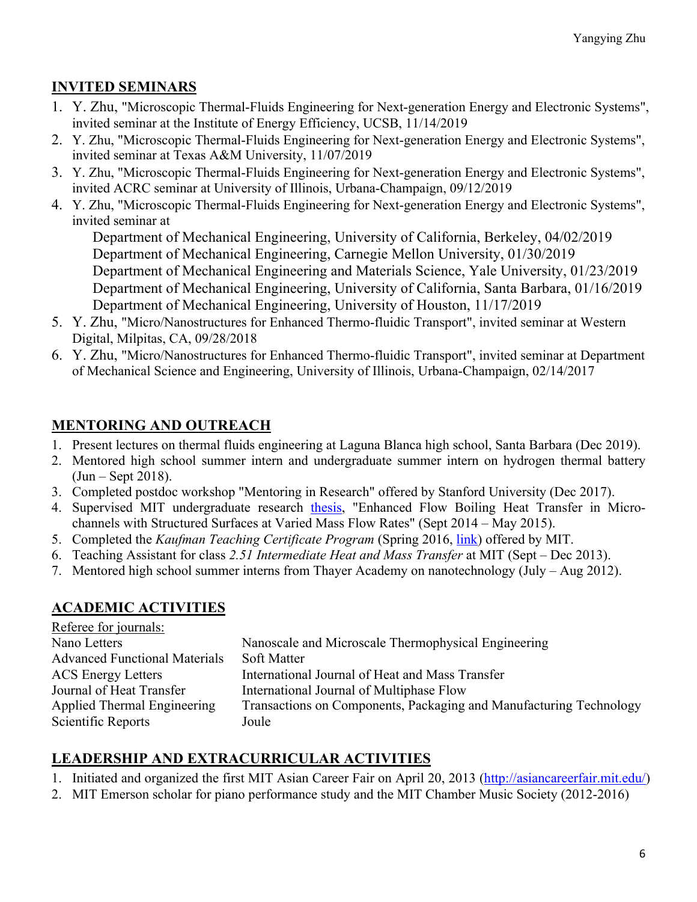## INVITED SEMINARS

1. Y. Zhu, "Microscopic Thermal-Fluids Engineering for Next-generation Energy and Electronic Systems", invited seminar at the Institute of Energy Efficiency, UCSB, 11/14/2019
2. Y. Zhu, "Microscopic Thermal-Fluids Engineering for Next-generation Energy and Electronic Systems", invited seminar at Texas A&M University, 11/07/2019
3. Y. Zhu, "Microscopic Thermal-Fluids Engineering for Next-generation Energy and Electronic Systems", invited ACRC seminar at University of Illinois, Urbana-Champaign, 09/12/2019
4. Y. Zhu, "Microscopic Thermal-Fluids Engineering for Next-generation Energy and Electronic Systems", invited seminar at
   Department of Mechanical Engineering, University of California, Berkeley, 04/02/2019
   Department of Mechanical Engineering, Carnegie Mellon University, 01/30/2019
   Department of Mechanical Engineering and Materials Science, Yale University, 01/23/2019
   Department of Mechanical Engineering, University of California, Santa Barbara, 01/16/2019
   Department of Mechanical Engineering, University of Houston, 11/17/2019
5. Y. Zhu, "Micro/Nanostructures for Enhanced Thermo-fluidic Transport", invited seminar at Western Digital, Milpitas, CA, 09/28/2018
6. Y. Zhu, "Micro/Nanostructures for Enhanced Thermo-fluidic Transport", invited seminar at Department of Mechanical Science and Engineering, University of Illinois, Urbana-Champaign, 02/14/2017

## MENTORING AND OUTREACH

1. Present lectures on thermal fluids engineering at Laguna Blanca high school, Santa Barbara (Dec 2019).
2. Mentored high school summer intern and undergraduate summer intern on hydrogen thermal battery (Jun – Sept 2018).
3. Completed postdoc workshop "Mentoring in Research" offered by Stanford University (Dec 2017).
4. Supervised MIT undergraduate research thesis, "Enhanced Flow Boiling Heat Transfer in Micro-channels with Structured Surfaces at Varied Mass Flow Rates" (Sept 2014 – May 2015).
5. Completed the *Kaufman Teaching Certificate Program* (Spring 2016, link) offered by MIT.
6. Teaching Assistant for class *2.51 Intermediate Heat and Mass Transfer* at MIT (Sept – Dec 2013).
7. Mentored high school summer interns from Thayer Academy on nanotechnology (July – Aug 2012).

## ACADEMIC ACTIVITIES

Referee for journals:

| | |
|---|---|
| Nano Letters | Nanoscale and Microscale Thermophysical Engineering |
| Advanced Functional Materials | Soft Matter |
| ACS Energy Letters | International Journal of Heat and Mass Transfer |
| Journal of Heat Transfer | International Journal of Multiphase Flow |
| Applied Thermal Engineering | Transactions on Components, Packaging and Manufacturing Technology |
| Scientific Reports | Joule |

## LEADERSHIP AND EXTRACURRICULAR ACTIVITIES

1. Initiated and organized the first MIT Asian Career Fair on April 20, 2013 (http://asiancareerfair.mit.edu/)
2. MIT Emerson scholar for piano performance study and the MIT Chamber Music Society (2012-2016)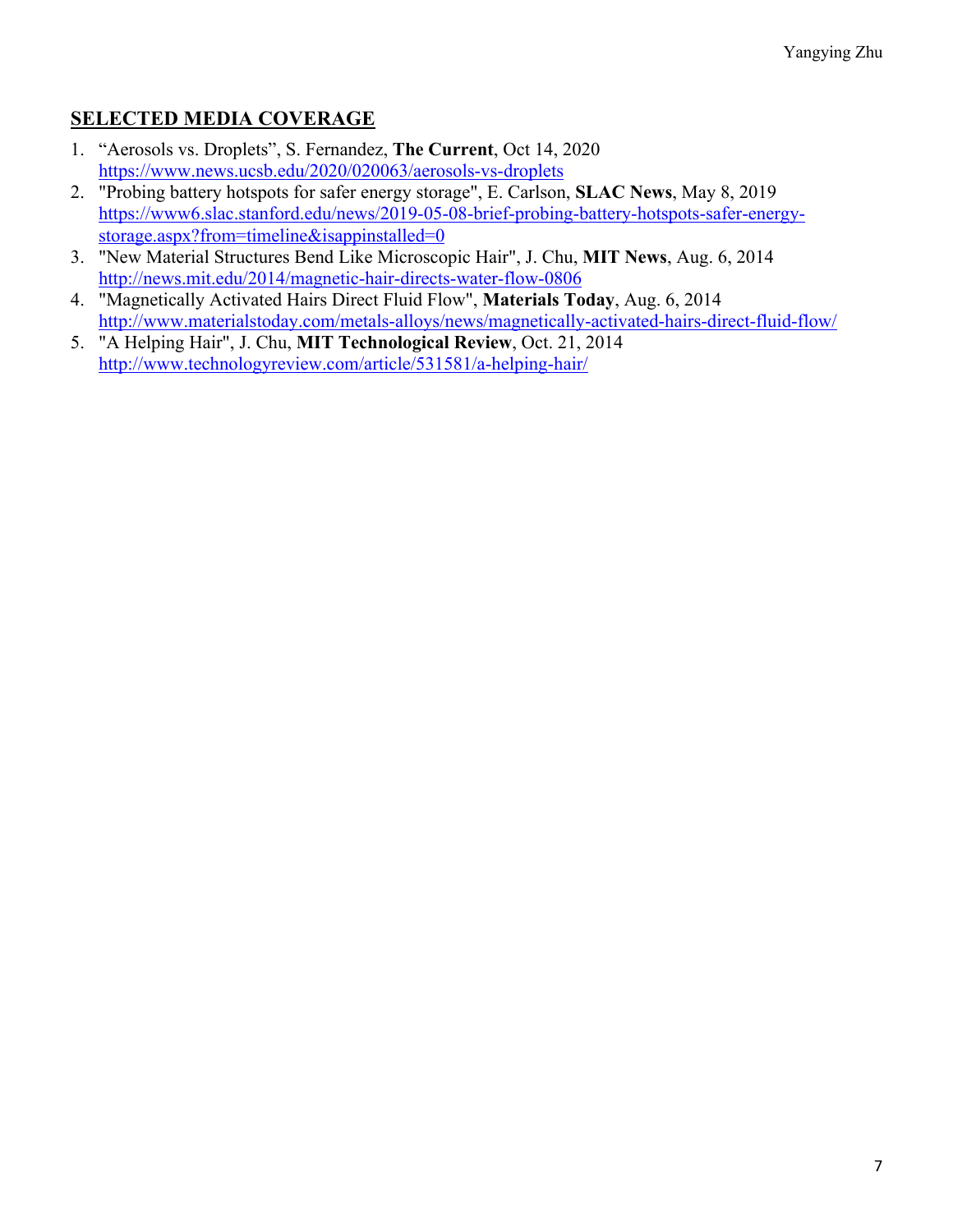## SELECTED MEDIA COVERAGE

1. "Aerosols vs. Droplets", S. Fernandez, **The Current**, Oct 14, 2020
   https://www.news.ucsb.edu/2020/020063/aerosols-vs-droplets
2. "Probing battery hotspots for safer energy storage", E. Carlson, **SLAC News**, May 8, 2019
   https://www6.slac.stanford.edu/news/2019-05-08-brief-probing-battery-hotspots-safer-energy-storage.aspx?from=timeline&isappinstalled=0
3. "New Material Structures Bend Like Microscopic Hair", J. Chu, **MIT News**, Aug. 6, 2014
   http://news.mit.edu/2014/magnetic-hair-directs-water-flow-0806
4. "Magnetically Activated Hairs Direct Fluid Flow", **Materials Today**, Aug. 6, 2014
   http://www.materialstoday.com/metals-alloys/news/magnetically-activated-hairs-direct-fluid-flow/
5. "A Helping Hair", J. Chu, **MIT Technological Review**, Oct. 21, 2014
   http://www.technologyreview.com/article/531581/a-helping-hair/